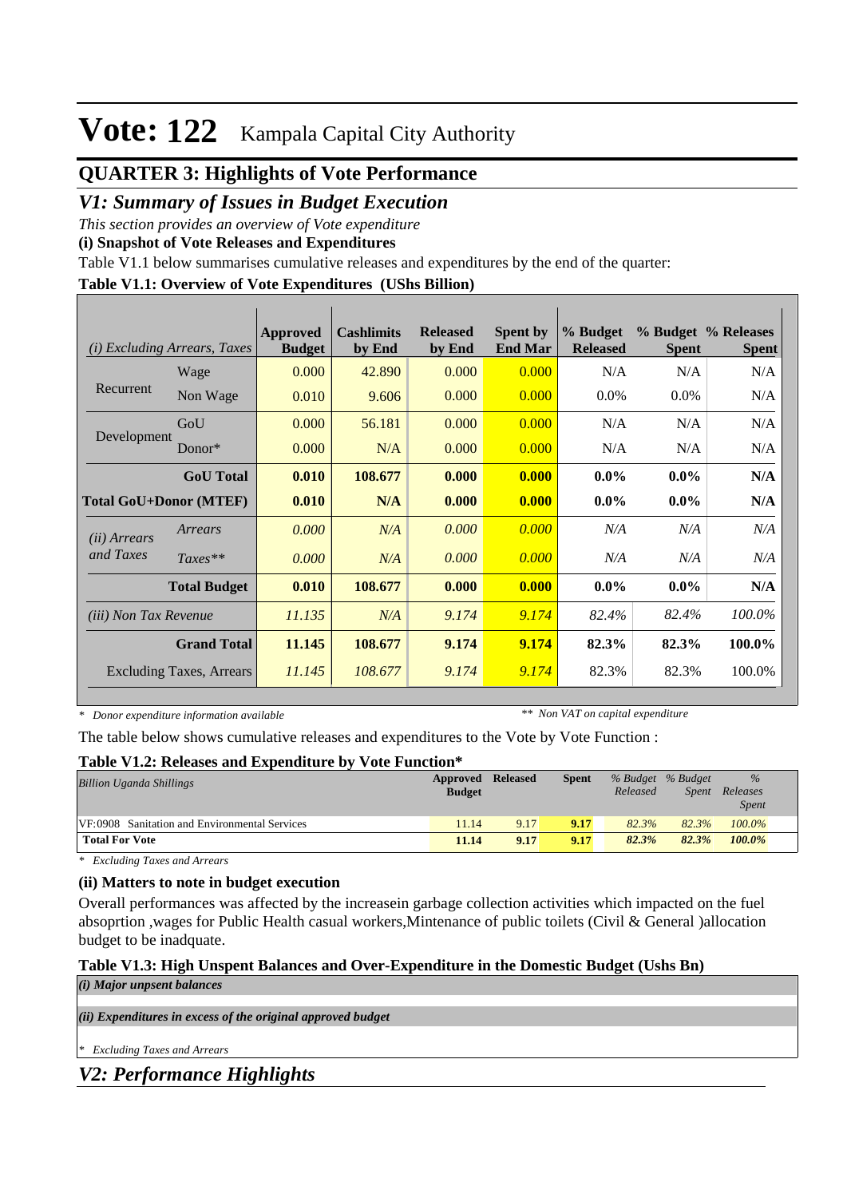# Vote: 122 Kampala Capital City Authority

## QUARTER 3: Highlights of Vote Performance

## *V1: Summary of Issues in Budget Execution*

*This section provides an overview of Vote expenditure*

**(i) Snapshot of Vote Releases and Expenditures**

Table V1.1 below summarises cumulative releases and expenditures by the end of the quarter:

**Table V1.1: Overview of Vote Expenditures (UShs Billion)**

| *(i) Excluding Arrears, Taxes* | | Approved Budget | Cashlimits by End | Released by End | Spent by End Mar | % Budget Released | % Budget Spent | % Releases Spent |
|---|---|---|---|---|---|---|---|---|
| Recurrent | Wage | 0.000 | 42.890 | 0.000 | 0.000 | N/A | N/A | N/A |
| | Non Wage | 0.010 | 9.606 | 0.000 | 0.000 | 0.0% | 0.0% | N/A |
| Development | GoU | 0.000 | 56.181 | 0.000 | 0.000 | N/A | N/A | N/A |
| | Donor* | 0.000 | N/A | 0.000 | 0.000 | N/A | N/A | N/A |
| | **GoU Total** | **0.010** | **108.677** | **0.000** | **0.000** | **0.0%** | **0.0%** | **N/A** |
| **Total GoU+Donor (MTEF)** | | **0.010** | **N/A** | **0.000** | **0.000** | **0.0%** | **0.0%** | **N/A** |
| *(ii) Arrears and Taxes* | *Arrears* | *0.000* | *N/A* | *0.000* | *0.000* | *N/A* | *N/A* | *N/A* |
| | *Taxes*** | *0.000* | *N/A* | *0.000* | *0.000* | *N/A* | *N/A* | *N/A* |
| | **Total Budget** | **0.010** | **108.677** | **0.000** | **0.000** | **0.0%** | **0.0%** | **N/A** |
| *(iii) Non Tax Revenue* | | *11.135* | *N/A* | *9.174* | *9.174* | *82.4%* | *82.4%* | *100.0%* |
| | **Grand Total** | **11.145** | **108.677** | **9.174** | **9.174** | **82.3%** | **82.3%** | **100.0%** |
| | Excluding Taxes, Arrears | *11.145* | *108.677* | *9.174* | *9.174* | 82.3% | 82.3% | 100.0% |

*\* Donor expenditure information available* *\*\* Non VAT on capital expenditure*

The table below shows cumulative releases and expenditures to the Vote by Vote Function :

**Table V1.2: Releases and Expenditure by Vote Function***

| *Billion Uganda Shillings* | Approved Budget | Released | Spent | *% Budget Released* | *% Budget Spent* | *% Releases Spent* |
|---|---|---|---|---|---|---|
| VF:0908 Sanitation and Environmental Services | 11.14 | 9.17 | **9.17** | *82.3%* | *82.3%* | *100.0%* |
| **Total For Vote** | **11.14** | **9.17** | **9.17** | ***82.3%*** | ***82.3%*** | ***100.0%*** |

*\* Excluding Taxes and Arrears*

**(ii) Matters to note in budget execution**

Overall performances was affected by the increasein garbage collection activities which impacted on the fuel absoprtion ,wages for Public Health casual workers,Mintenance of public toilets (Civil & General )allocation budget to be inadquate.

**Table V1.3: High Unspent Balances and Over-Expenditure in the Domestic Budget (Ushs Bn)**

***(i) Major unpsent balances***

***(ii) Expenditures in excess of the original approved budget***

*\* Excluding Taxes and Arrears*

## *V2: Performance Highlights*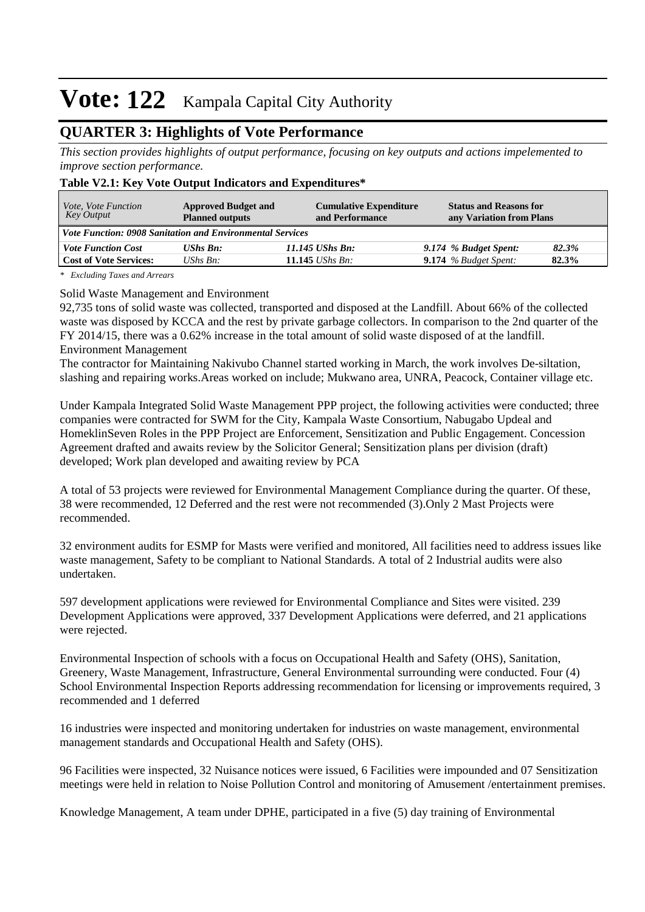# Vote: 122 Kampala Capital City Authority

## QUARTER 3: Highlights of Vote Performance

*This section provides highlights of output performance, focusing on key outputs and actions impelemented to improve section performance.*

**Table V2.1: Key Vote Output Indicators and Expenditures***

| *Vote, Vote Function Key Output* | **Approved Budget and Planned outputs** | **Cumulative Expenditure and Performance** | **Status and Reasons for any Variation from Plans** | |
|---|---|---|---|---|
| ***Vote Function: 0908 Sanitation and Environmental Services*** | | | | |
| ***Vote Function Cost*** | ***UShs Bn:*** | ***11.145 UShs Bn:*** | ***9.174 % Budget Spent:*** | ***82.3%*** |
| **Cost of Vote Services:** | *UShs Bn:* | **11.145** *UShs Bn:* | **9.174** *% Budget Spent:* | **82.3%** |

*\* Excluding Taxes and Arrears*

Solid Waste Management and Environment
92,735 tons of solid waste was collected, transported and disposed at the Landfill. About 66% of the collected waste was disposed by KCCA and the rest by private garbage collectors. In comparison to the 2nd quarter of the FY 2014/15, there was a 0.62% increase in the total amount of solid waste disposed of at the landfill.
Environment Management
The contractor for Maintaining Nakivubo Channel started working in March, the work involves De-siltation, slashing and repairing works.Areas worked on include; Mukwano area, UNRA, Peacock, Container village etc.

Under Kampala Integrated Solid Waste Management PPP project, the following activities were conducted; three companies were contracted for SWM for the City, Kampala Waste Consortium, Nabugabo Updeal and HomeklinSeven Roles in the PPP Project are Enforcement, Sensitization and Public Engagement. Concession Agreement drafted and awaits review by the Solicitor General; Sensitization plans per division (draft) developed; Work plan developed and awaiting review by PCA

A total of 53 projects were reviewed for Environmental Management Compliance during the quarter. Of these, 38 were recommended, 12 Deferred and the rest were not recommended (3).Only 2 Mast Projects were recommended.

32 environment audits for ESMP for Masts were verified and monitored, All facilities need to address issues like waste management, Safety to be compliant to National Standards. A total of 2 Industrial audits were also undertaken.

597 development applications were reviewed for Environmental Compliance and Sites were visited. 239 Development Applications were approved, 337 Development Applications were deferred, and 21 applications were rejected.

Environmental Inspection of schools with a focus on Occupational Health and Safety (OHS), Sanitation, Greenery, Waste Management, Infrastructure, General Environmental surrounding were conducted. Four (4) School Environmental Inspection Reports addressing recommendation for licensing or improvements required, 3 recommended and 1 deferred

16 industries were inspected and monitoring undertaken for industries on waste management, environmental management standards and Occupational Health and Safety (OHS).

96 Facilities were inspected, 32 Nuisance notices were issued, 6 Facilities were impounded and 07 Sensitization meetings were held in relation to Noise Pollution Control and monitoring of Amusement /entertainment premises.

Knowledge Management, A team under DPHE, participated in a five (5) day training of Environmental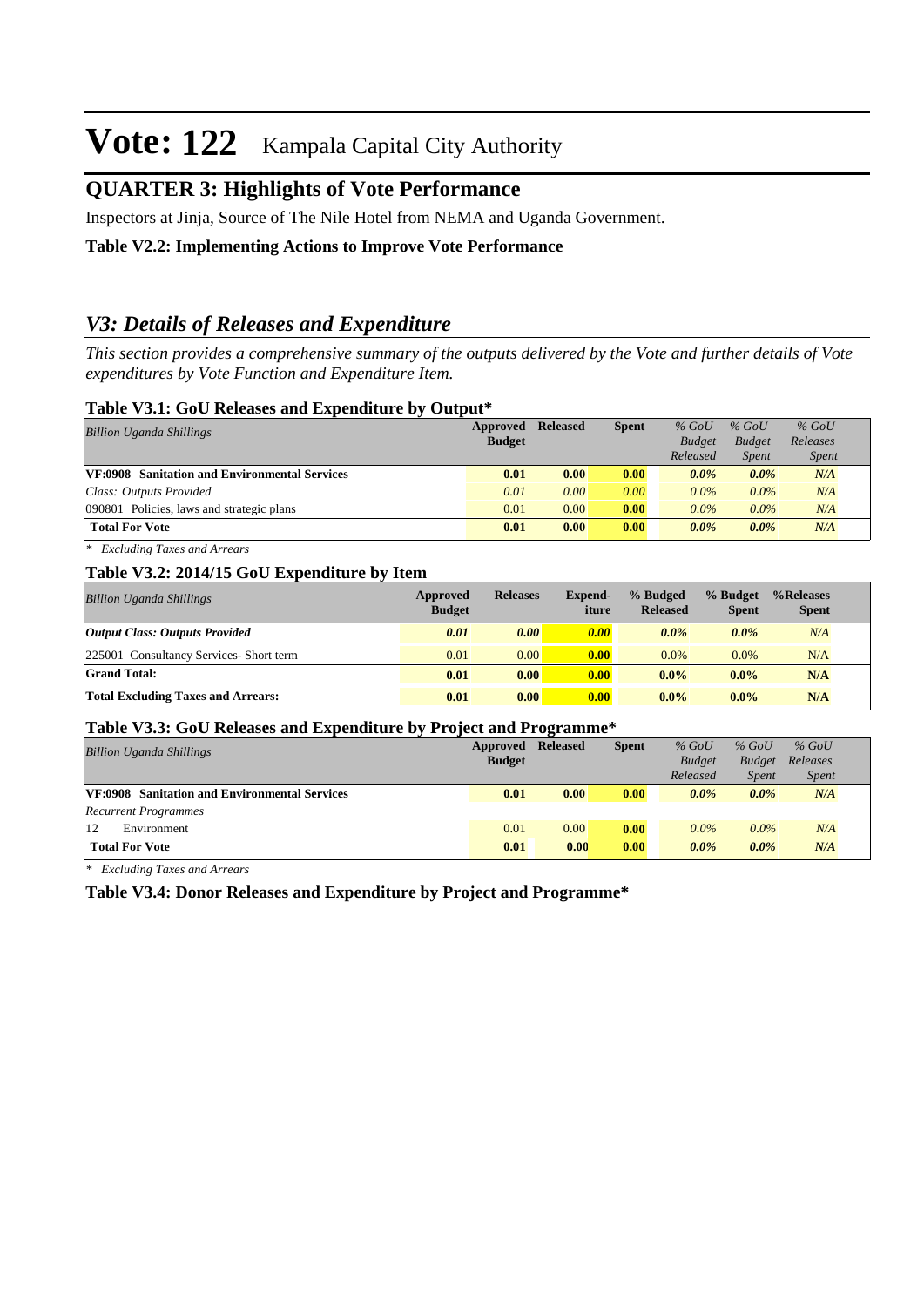# Vote: 122 Kampala Capital City Authority

## QUARTER 3: Highlights of Vote Performance

Inspectors at Jinja, Source of The Nile Hotel from NEMA and Uganda Government.

**Table V2.2: Implementing Actions to Improve Vote Performance**

## *V3: Details of Releases and Expenditure*

*This section provides a comprehensive summary of the outputs delivered by the Vote and further details of Vote expenditures by Vote Function and Expenditure Item.*

**Table V3.1: GoU Releases and Expenditure by Output***

| *Billion Uganda Shillings* | Approved Budget | Released | Spent | % GoU Budget Released | % GoU Budget Spent | % GoU Releases Spent |
|---|---|---|---|---|---|---|
| **VF:0908 Sanitation and Environmental Services** | **0.01** | **0.00** | **0.00** | ***0.0%*** | ***0.0%*** | ***N/A*** |
| *Class: Outputs Provided* | *0.01* | *0.00* | *0.00* | *0.0%* | *0.0%* | *N/A* |
| 090801 Policies, laws and strategic plans | 0.01 | 0.00 | **0.00** | *0.0%* | *0.0%* | *N/A* |
| **Total For Vote** | **0.01** | **0.00** | **0.00** | ***0.0%*** | ***0.0%*** | ***N/A*** |

*\* Excluding Taxes and Arrears*

**Table V3.2: 2014/15 GoU Expenditure by Item**

| *Billion Uganda Shillings* | Approved Budget | Releases | Expend-iture | % Budged Released | % Budget Spent | %Releases Spent |
|---|---|---|---|---|---|---|
| ***Output Class: Outputs Provided*** | ***0.01*** | ***0.00*** | ***0.00*** | ***0.0%*** | ***0.0%*** | *N/A* |
| 225001 Consultancy Services- Short term | 0.01 | 0.00 | **0.00** | 0.0% | 0.0% | N/A |
| **Grand Total:** | **0.01** | **0.00** | **0.00** | **0.0%** | **0.0%** | **N/A** |
| **Total Excluding Taxes and Arrears:** | **0.01** | **0.00** | **0.00** | **0.0%** | **0.0%** | **N/A** |

**Table V3.3: GoU Releases and Expenditure by Project and Programme***

| *Billion Uganda Shillings* | Approved Budget | Released | Spent | % GoU Budget Released | % GoU Budget Spent | % GoU Releases Spent |
|---|---|---|---|---|---|---|
| **VF:0908 Sanitation and Environmental Services** | **0.01** | **0.00** | **0.00** | ***0.0%*** | ***0.0%*** | ***N/A*** |
| *Recurrent Programmes* | | | | | | |
| 12 Environment | 0.01 | 0.00 | **0.00** | *0.0%* | *0.0%* | *N/A* |
| **Total For Vote** | **0.01** | **0.00** | **0.00** | ***0.0%*** | ***0.0%*** | ***N/A*** |

*\* Excluding Taxes and Arrears*

**Table V3.4: Donor Releases and Expenditure by Project and Programme***